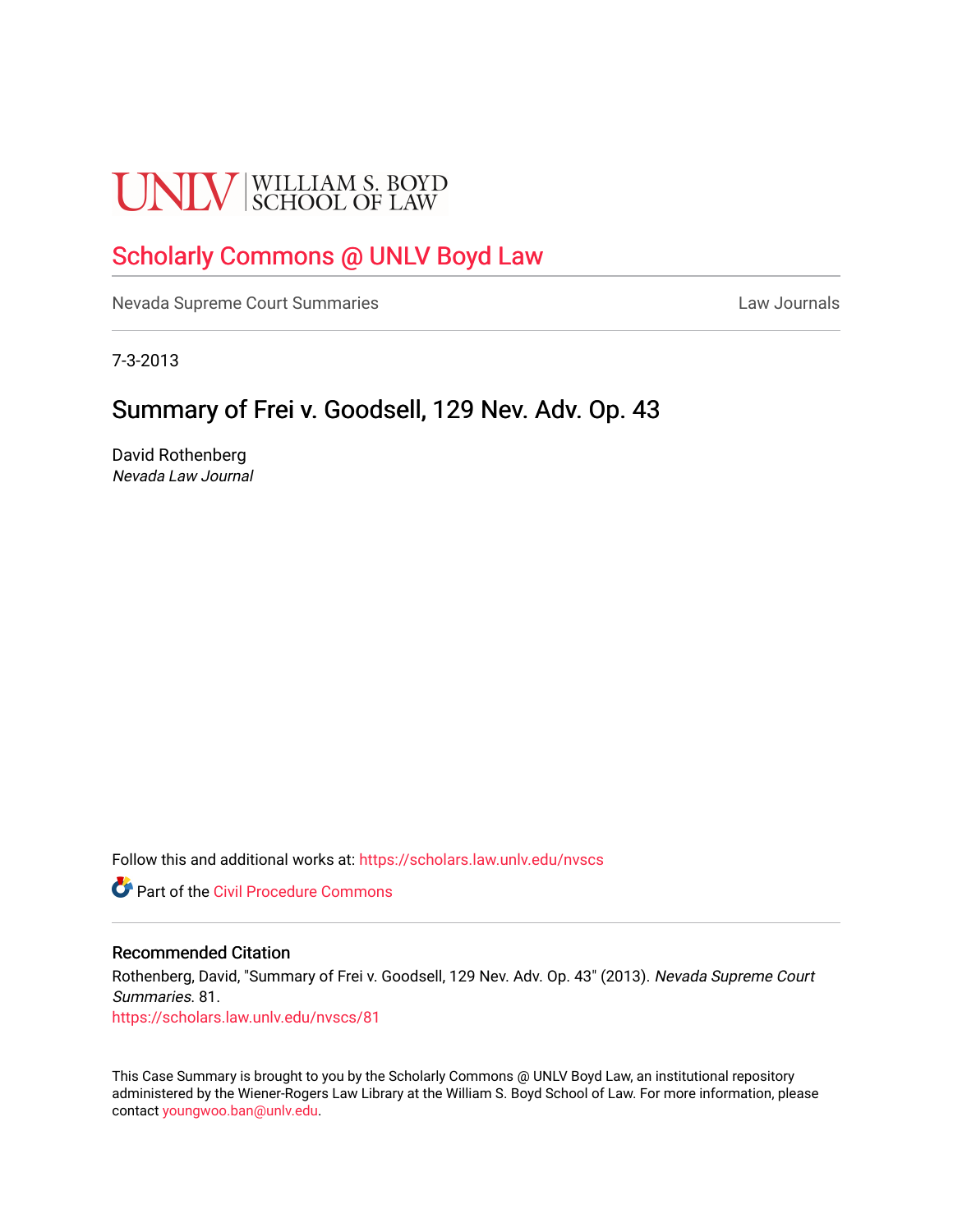UNLV | WILLIAM S. BOYD SCHOOL OF LAW

# Scholarly Commons @ UNLV Boyd Law

Nevada Supreme Court Summaries | Law Journals

7-3-2013

## Summary of Frei v. Goodsell, 129 Nev. Adv. Op. 43

David Rothenberg
*Nevada Law Journal*

Follow this and additional works at: https://scholars.law.unlv.edu/nvscs

Part of the Civil Procedure Commons

### Recommended Citation

Rothenberg, David, "Summary of Frei v. Goodsell, 129 Nev. Adv. Op. 43" (2013). *Nevada Supreme Court Summaries*. 81.
https://scholars.law.unlv.edu/nvscs/81

This Case Summary is brought to you by the Scholarly Commons @ UNLV Boyd Law, an institutional repository administered by the Wiener-Rogers Law Library at the William S. Boyd School of Law. For more information, please contact youngwoo.ban@unlv.edu.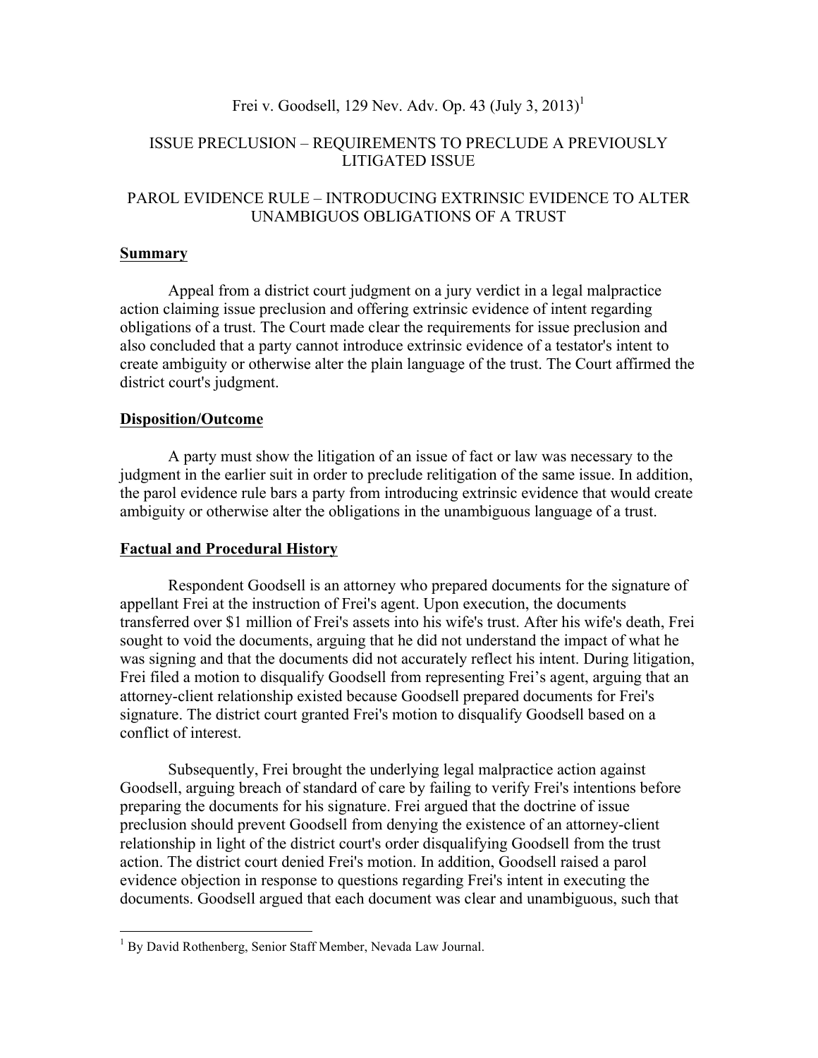Frei v. Goodsell, 129 Nev. Adv. Op. 43 (July 3, 2013)[1]

ISSUE PRECLUSION – REQUIREMENTS TO PRECLUDE A PREVIOUSLY LITIGATED ISSUE

PAROL EVIDENCE RULE – INTRODUCING EXTRINSIC EVIDENCE TO ALTER UNAMBIGUOS OBLIGATIONS OF A TRUST

**Summary**

Appeal from a district court judgment on a jury verdict in a legal malpractice action claiming issue preclusion and offering extrinsic evidence of intent regarding obligations of a trust. The Court made clear the requirements for issue preclusion and also concluded that a party cannot introduce extrinsic evidence of a testator's intent to create ambiguity or otherwise alter the plain language of the trust. The Court affirmed the district court's judgment.

**Disposition/Outcome**

A party must show the litigation of an issue of fact or law was necessary to the judgment in the earlier suit in order to preclude relitigation of the same issue. In addition, the parol evidence rule bars a party from introducing extrinsic evidence that would create ambiguity or otherwise alter the obligations in the unambiguous language of a trust.

**Factual and Procedural History**

Respondent Goodsell is an attorney who prepared documents for the signature of appellant Frei at the instruction of Frei's agent. Upon execution, the documents transferred over $1 million of Frei's assets into his wife's trust. After his wife's death, Frei sought to void the documents, arguing that he did not understand the impact of what he was signing and that the documents did not accurately reflect his intent. During litigation, Frei filed a motion to disqualify Goodsell from representing Frei's agent, arguing that an attorney-client relationship existed because Goodsell prepared documents for Frei's signature. The district court granted Frei's motion to disqualify Goodsell based on a conflict of interest.

Subsequently, Frei brought the underlying legal malpractice action against Goodsell, arguing breach of standard of care by failing to verify Frei's intentions before preparing the documents for his signature. Frei argued that the doctrine of issue preclusion should prevent Goodsell from denying the existence of an attorney-client relationship in light of the district court's order disqualifying Goodsell from the trust action. The district court denied Frei's motion. In addition, Goodsell raised a parol evidence objection in response to questions regarding Frei's intent in executing the documents. Goodsell argued that each document was clear and unambiguous, such that

---

[1] By David Rothenberg, Senior Staff Member, Nevada Law Journal.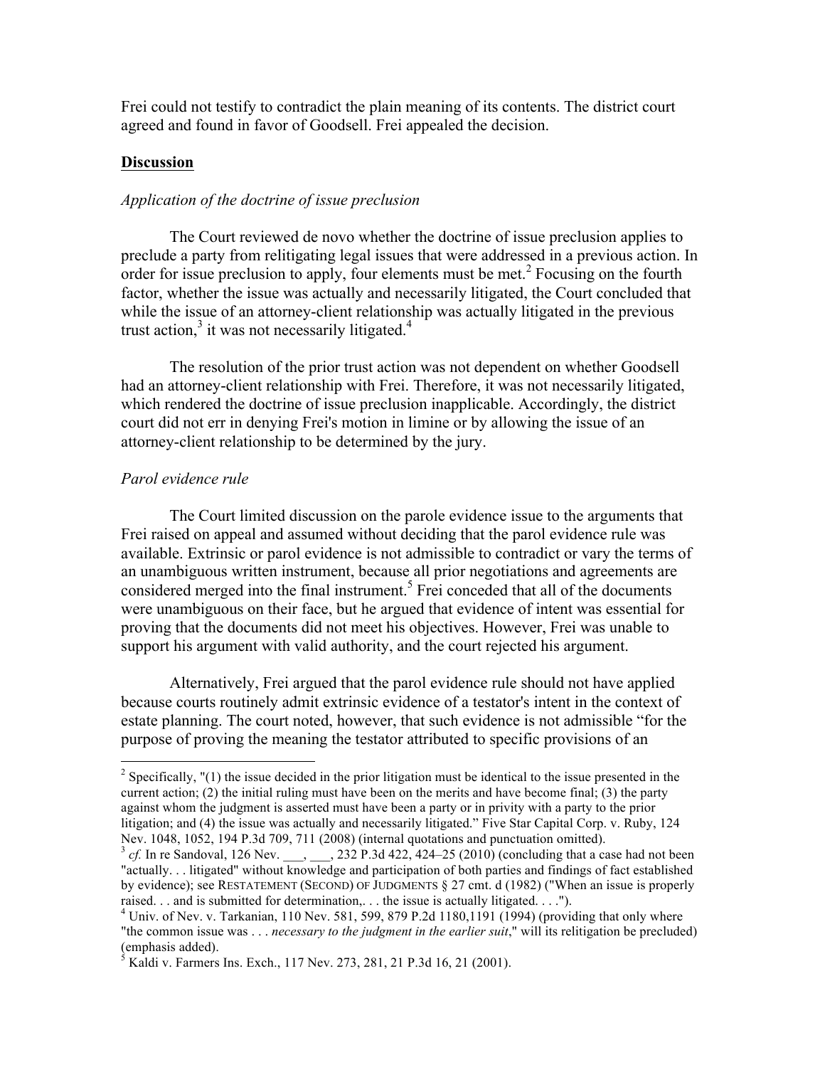Frei could not testify to contradict the plain meaning of its contents. The district court agreed and found in favor of Goodsell. Frei appealed the decision.

**Discussion**

*Application of the doctrine of issue preclusion*

The Court reviewed de novo whether the doctrine of issue preclusion applies to preclude a party from relitigating legal issues that were addressed in a previous action. In order for issue preclusion to apply, four elements must be met.[2] Focusing on the fourth factor, whether the issue was actually and necessarily litigated, the Court concluded that while the issue of an attorney-client relationship was actually litigated in the previous trust action,[3] it was not necessarily litigated.[4]

The resolution of the prior trust action was not dependent on whether Goodsell had an attorney-client relationship with Frei. Therefore, it was not necessarily litigated, which rendered the doctrine of issue preclusion inapplicable. Accordingly, the district court did not err in denying Frei's motion in limine or by allowing the issue of an attorney-client relationship to be determined by the jury.

*Parol evidence rule*

The Court limited discussion on the parole evidence issue to the arguments that Frei raised on appeal and assumed without deciding that the parol evidence rule was available. Extrinsic or parol evidence is not admissible to contradict or vary the terms of an unambiguous written instrument, because all prior negotiations and agreements are considered merged into the final instrument.[5] Frei conceded that all of the documents were unambiguous on their face, but he argued that evidence of intent was essential for proving that the documents did not meet his objectives. However, Frei was unable to support his argument with valid authority, and the court rejected his argument.

Alternatively, Frei argued that the parol evidence rule should not have applied because courts routinely admit extrinsic evidence of a testator's intent in the context of estate planning. The court noted, however, that such evidence is not admissible "for the purpose of proving the meaning the testator attributed to specific provisions of an

---

[2] Specifically, "(1) the issue decided in the prior litigation must be identical to the issue presented in the current action; (2) the initial ruling must have been on the merits and have become final; (3) the party against whom the judgment is asserted must have been a party or in privity with a party to the prior litigation; and (4) the issue was actually and necessarily litigated." Five Star Capital Corp. v. Ruby, 124 Nev. 1048, 1052, 194 P.3d 709, 711 (2008) (internal quotations and punctuation omitted).

[3] *cf.* In re Sandoval, 126 Nev. ___, ___, 232 P.3d 422, 424–25 (2010) (concluding that a case had not been "actually. . . litigated" without knowledge and participation of both parties and findings of fact established by evidence); see RESTATEMENT (SECOND) OF JUDGMENTS § 27 cmt. d (1982) ("When an issue is properly raised. . . and is submitted for determination,. . . the issue is actually litigated. . . .").

[4] Univ. of Nev. v. Tarkanian, 110 Nev. 581, 599, 879 P.2d 1180,1191 (1994) (providing that only where "the common issue was . . . *necessary to the judgment in the earlier suit*," will its relitigation be precluded) (emphasis added).

[5] Kaldi v. Farmers Ins. Exch., 117 Nev. 273, 281, 21 P.3d 16, 21 (2001).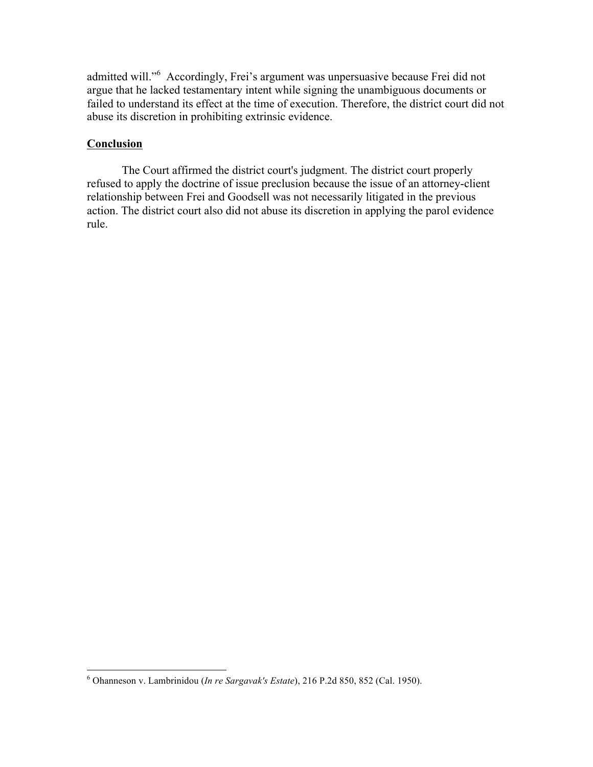admitted will."[6] Accordingly, Frei's argument was unpersuasive because Frei did not argue that he lacked testamentary intent while signing the unambiguous documents or failed to understand its effect at the time of execution. Therefore, the district court did not abuse its discretion in prohibiting extrinsic evidence.

**Conclusion**

The Court affirmed the district court's judgment. The district court properly refused to apply the doctrine of issue preclusion because the issue of an attorney-client relationship between Frei and Goodsell was not necessarily litigated in the previous action. The district court also did not abuse its discretion in applying the parol evidence rule.

---

[6] Ohanneson v. Lambrinidou (*In re Sargavak's Estate*), 216 P.2d 850, 852 (Cal. 1950).